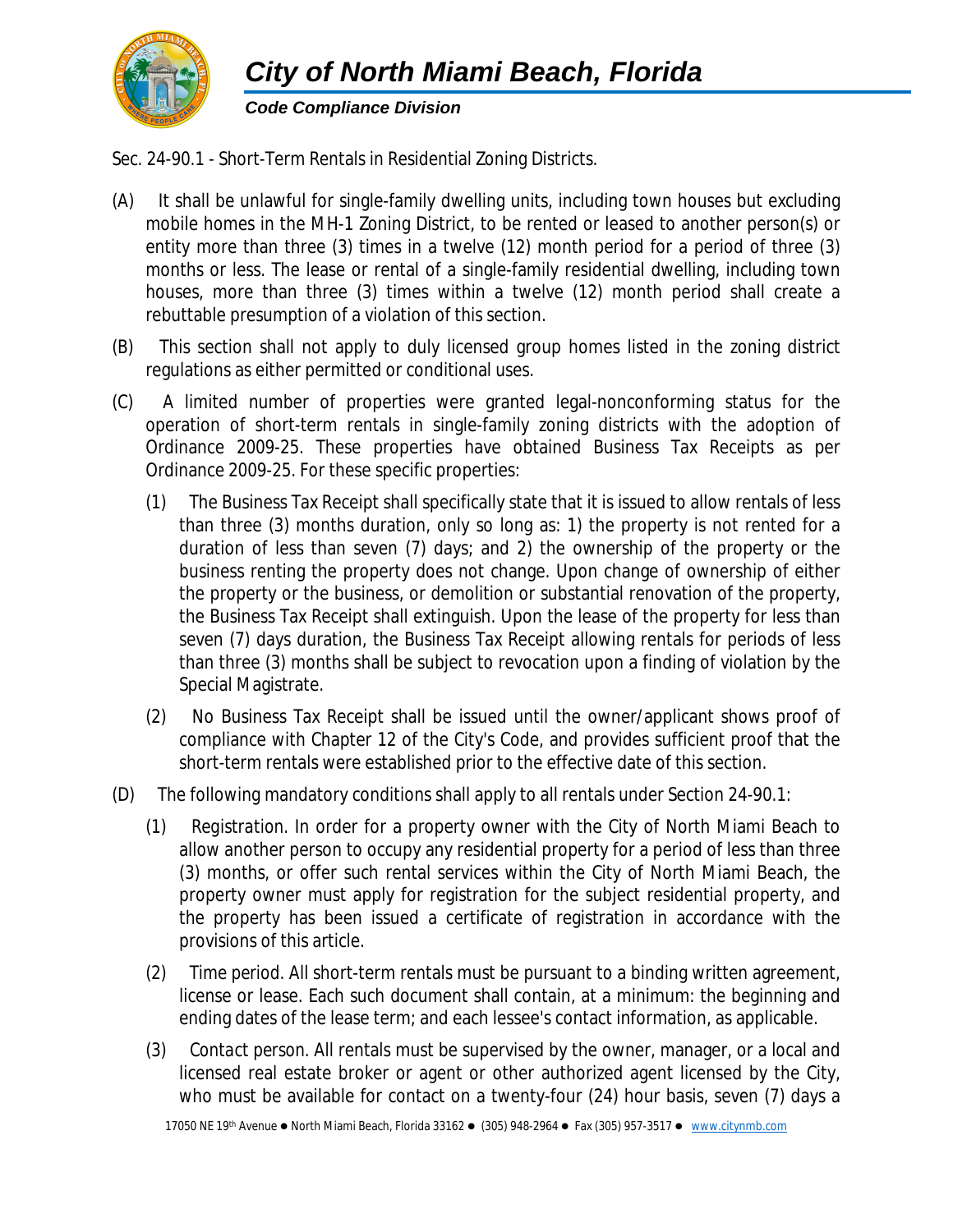# City of North Miami Beach, Florida

***Code Compliance Division***

Sec. 24-90.1 - Short-Term Rentals in Residential Zoning Districts.

(A) It shall be unlawful for single-family dwelling units, including town houses but excluding mobile homes in the MH-1 Zoning District, to be rented or leased to another person(s) or entity more than three (3) times in a twelve (12) month period for a period of three (3) months or less. The lease or rental of a single-family residential dwelling, including town houses, more than three (3) times within a twelve (12) month period shall create a rebuttable presumption of a violation of this section.

(B) This section shall not apply to duly licensed group homes listed in the zoning district regulations as either permitted or conditional uses.

(C) A limited number of properties were granted legal-nonconforming status for the operation of short-term rentals in single-family zoning districts with the adoption of Ordinance 2009-25. These properties have obtained Business Tax Receipts as per Ordinance 2009-25. For these specific properties:

  (1) The Business Tax Receipt shall specifically state that it is issued to allow rentals of less than three (3) months duration, only so long as: 1) the property is not rented for a duration of less than seven (7) days; and 2) the ownership of the property or the business renting the property does not change. Upon change of ownership of either the property or the business, or demolition or substantial renovation of the property, the Business Tax Receipt shall extinguish. Upon the lease of the property for less than seven (7) days duration, the Business Tax Receipt allowing rentals for periods of less than three (3) months shall be subject to revocation upon a finding of violation by the Special Magistrate.

  (2) No Business Tax Receipt shall be issued until the owner/applicant shows proof of compliance with Chapter 12 of the City's Code, and provides sufficient proof that the short-term rentals were established prior to the effective date of this section.

(D) The following mandatory conditions shall apply to all rentals under Section 24-90.1:

  (1) *Registration.* In order for a property owner with the City of North Miami Beach to allow another person to occupy any residential property for a period of less than three (3) months, or offer such rental services within the City of North Miami Beach, the property owner must apply for registration for the subject residential property, and the property has been issued a certificate of registration in accordance with the provisions of this article.

  (2) *Time period.* All short-term rentals must be pursuant to a binding written agreement, license or lease. Each such document shall contain, at a minimum: the beginning and ending dates of the lease term; and each lessee's contact information, as applicable.

  (3) *Contact person.* All rentals must be supervised by the owner, manager, or a local and licensed real estate broker or agent or other authorized agent licensed by the City, who must be available for contact on a twenty-four (24) hour basis, seven (7) days a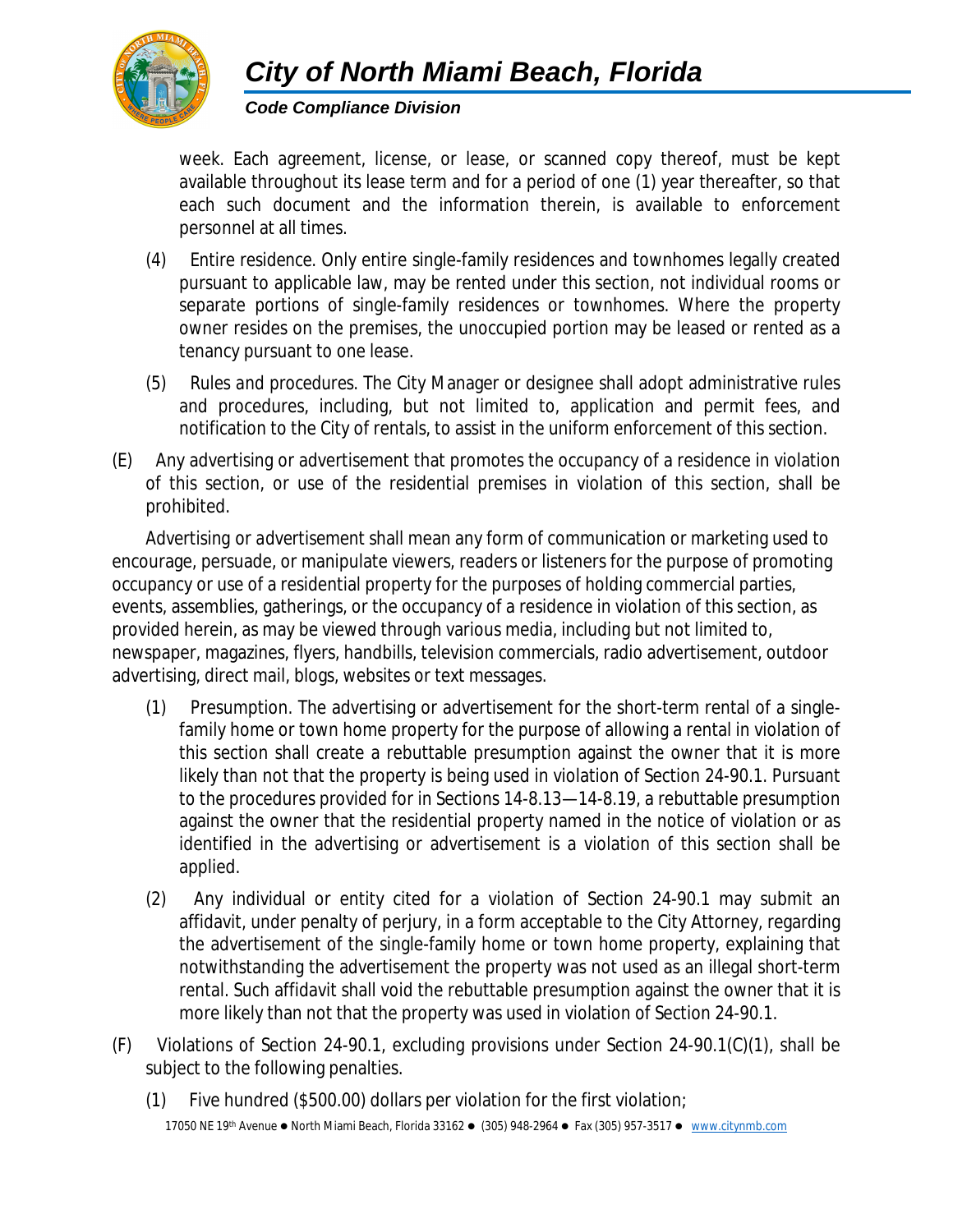week. Each agreement, license, or lease, or scanned copy thereof, must be kept available throughout its lease term and for a period of one (1) year thereafter, so that each such document and the information therein, is available to enforcement personnel at all times.

(4) Entire residence. Only entire single-family residences and townhomes legally created pursuant to applicable law, may be rented under this section, not individual rooms or separate portions of single-family residences or townhomes. Where the property owner resides on the premises, the unoccupied portion may be leased or rented as a tenancy pursuant to one lease.

(5) Rules and procedures. The City Manager or designee shall adopt administrative rules and procedures, including, but not limited to, application and permit fees, and notification to the City of rentals, to assist in the uniform enforcement of this section.

(E) Any advertising or advertisement that promotes the occupancy of a residence in violation of this section, or use of the residential premises in violation of this section, shall be prohibited.

Advertising or advertisement shall mean any form of communication or marketing used to encourage, persuade, or manipulate viewers, readers or listeners for the purpose of promoting occupancy or use of a residential property for the purposes of holding commercial parties, events, assemblies, gatherings, or the occupancy of a residence in violation of this section, as provided herein, as may be viewed through various media, including but not limited to, newspaper, magazines, flyers, handbills, television commercials, radio advertisement, outdoor advertising, direct mail, blogs, websites or text messages.

(1) Presumption. The advertising or advertisement for the short-term rental of a single-family home or town home property for the purpose of allowing a rental in violation of this section shall create a rebuttable presumption against the owner that it is more likely than not that the property is being used in violation of Section 24-90.1. Pursuant to the procedures provided for in Sections 14-8.13—14-8.19, a rebuttable presumption against the owner that the residential property named in the notice of violation or as identified in the advertising or advertisement is a violation of this section shall be applied.

(2) Any individual or entity cited for a violation of Section 24-90.1 may submit an affidavit, under penalty of perjury, in a form acceptable to the City Attorney, regarding the advertisement of the single-family home or town home property, explaining that notwithstanding the advertisement the property was not used as an illegal short-term rental. Such affidavit shall void the rebuttable presumption against the owner that it is more likely than not that the property was used in violation of Section 24-90.1.

(F) Violations of Section 24-90.1, excluding provisions under Section 24-90.1(C)(1), shall be subject to the following penalties.

(1) Five hundred ($500.00) dollars per violation for the first violation;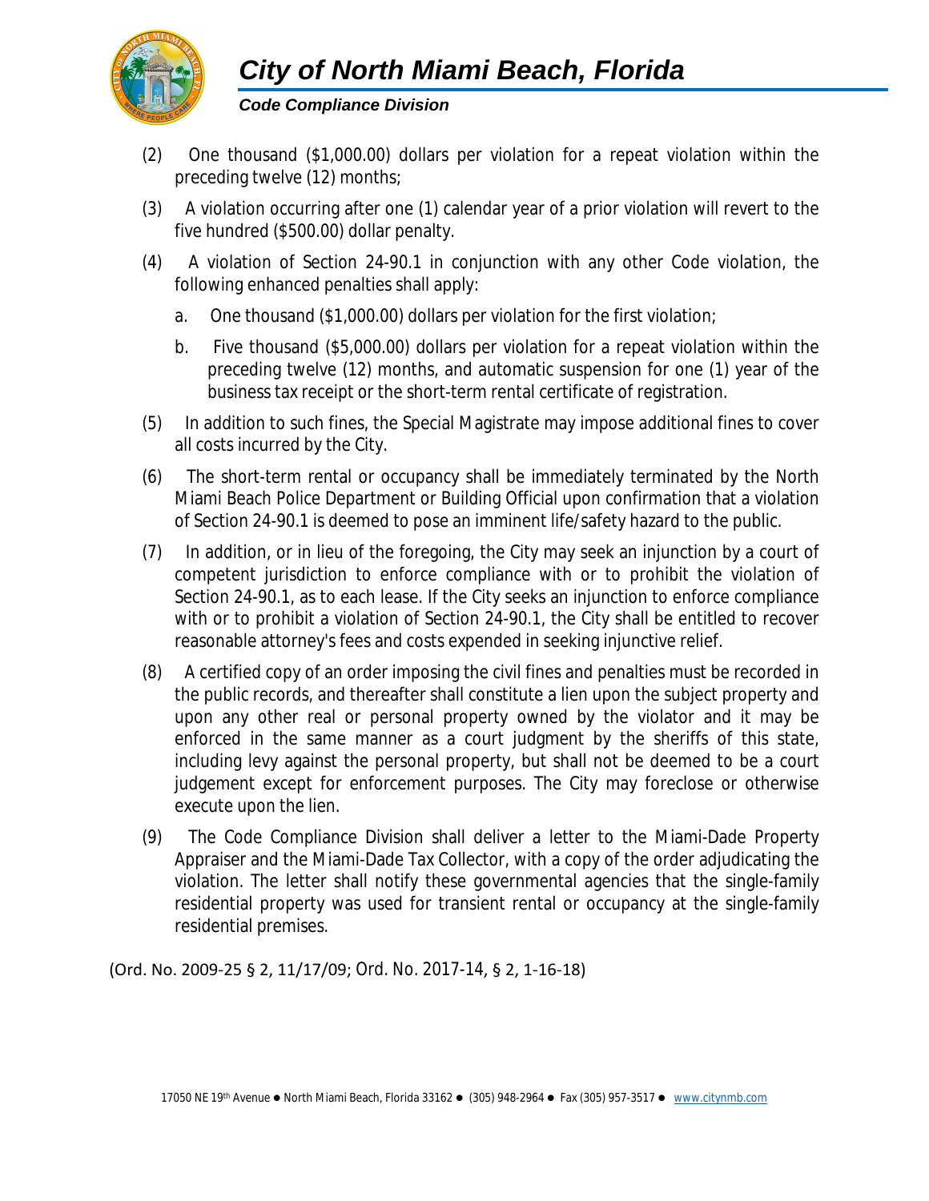(2) One thousand ($1,000.00) dollars per violation for a repeat violation within the preceding twelve (12) months;

(3) A violation occurring after one (1) calendar year of a prior violation will revert to the five hundred ($500.00) dollar penalty.

(4) A violation of Section 24-90.1 in conjunction with any other Code violation, the following enhanced penalties shall apply:

   a. One thousand ($1,000.00) dollars per violation for the first violation;

   b. Five thousand ($5,000.00) dollars per violation for a repeat violation within the preceding twelve (12) months, and automatic suspension for one (1) year of the business tax receipt or the short-term rental certificate of registration.

(5) In addition to such fines, the Special Magistrate may impose additional fines to cover all costs incurred by the City.

(6) The short-term rental or occupancy shall be immediately terminated by the North Miami Beach Police Department or Building Official upon confirmation that a violation of Section 24-90.1 is deemed to pose an imminent life/safety hazard to the public.

(7) In addition, or in lieu of the foregoing, the City may seek an injunction by a court of competent jurisdiction to enforce compliance with or to prohibit the violation of Section 24-90.1, as to each lease. If the City seeks an injunction to enforce compliance with or to prohibit a violation of Section 24-90.1, the City shall be entitled to recover reasonable attorney's fees and costs expended in seeking injunctive relief.

(8) A certified copy of an order imposing the civil fines and penalties must be recorded in the public records, and thereafter shall constitute a lien upon the subject property and upon any other real or personal property owned by the violator and it may be enforced in the same manner as a court judgment by the sheriffs of this state, including levy against the personal property, but shall not be deemed to be a court judgement except for enforcement purposes. The City may foreclose or otherwise execute upon the lien.

(9) The Code Compliance Division shall deliver a letter to the Miami-Dade Property Appraiser and the Miami-Dade Tax Collector, with a copy of the order adjudicating the violation. The letter shall notify these governmental agencies that the single-family residential property was used for transient rental or occupancy at the single-family residential premises.

(Ord. No. 2009-25 § 2, 11/17/09; Ord. No. 2017-14, § 2, 1-16-18)